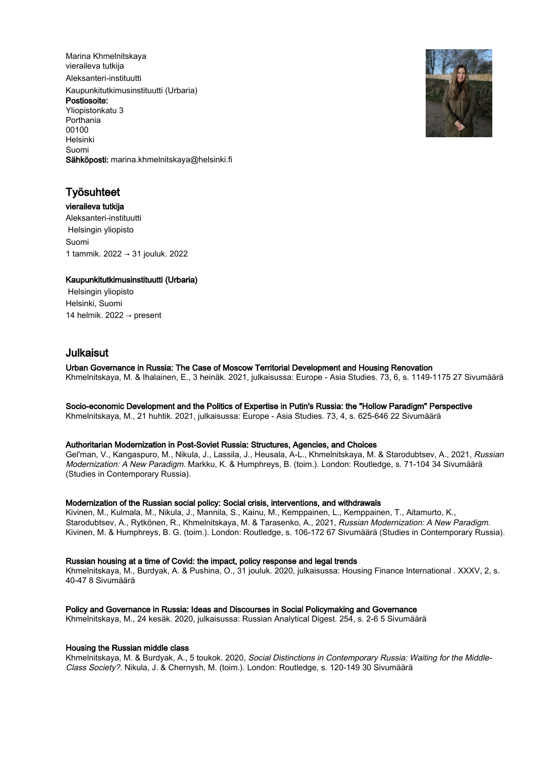Marina Khmelnitskaya
vieraileva tutkija
Aleksanteri-instituutti
Kaupunkitutkimusinstituutti (Urbaria)
**Postiosoite:**
Yliopistonkatu 3
Porthania
00100
Helsinki
Suomi
**Sähköposti:** marina.khmelnitskaya@helsinki.fi

## Työsuhteet

**vieraileva tutkija**
Aleksanteri-instituutti
Helsingin yliopisto
Suomi
1 tammik. 2022 → 31 jouluk. 2022

**Kaupunkitutkimusinstituutti (Urbaria)**
Helsingin yliopisto
Helsinki, Suomi
14 helmik. 2022 → present

## Julkaisut

**Urban Governance in Russia: The Case of Moscow Territorial Development and Housing Renovation**
Khmelnitskaya, M. & Ihalainen, E., 3 heinäk. 2021, julkaisussa: Europe - Asia Studies. 73, 6, s. 1149-1175 27 Sivumäärä

**Socio-economic Development and the Politics of Expertise in Putin's Russia: the "Hollow Paradigm" Perspective**
Khmelnitskaya, M., 21 huhtik. 2021, julkaisussa: Europe - Asia Studies. 73, 4, s. 625-646 22 Sivumäärä

**Authoritarian Modernization in Post-Soviet Russia: Structures, Agencies, and Choices**
Gel'man, V., Kangaspuro, M., Nikula, J., Lassila, J., Heusala, A-L., Khmelnitskaya, M. & Starodubtsev, A., 2021, *Russian Modernization: A New Paradigm.* Markku, K. & Humphreys, B. (toim.). London: Routledge, s. 71-104 34 Sivumäärä (Studies in Contemporary Russia).

**Modernization of the Russian social policy: Social crisis, interventions, and withdrawals**
Kivinen, M., Kulmala, M., Nikula, J., Mannila, S., Kainu, M., Kemppainen, L., Kemppainen, T., Aitamurto, K., Starodubtsev, A., Rytkönen, R., Khmelnitskaya, M. & Tarasenko, A., 2021, *Russian Modernization: A New Paradigm.* Kivinen, M. & Humphreys, B. G. (toim.). London: Routledge, s. 106-172 67 Sivumäärä (Studies in Contemporary Russia).

**Russian housing at a time of Covid: the impact, policy response and legal trends**
Khmelnitskaya, M., Burdyak, A. & Pushina, O., 31 jouluk. 2020, julkaisussa: Housing Finance International . XXXV, 2, s. 40-47 8 Sivumäärä

**Policy and Governance in Russia: Ideas and Discourses in Social Policymaking and Governance**
Khmelnitskaya, M., 24 kesäk. 2020, julkaisussa: Russian Analytical Digest. 254, s. 2-6 5 Sivumäärä

**Housing the Russian middle class**
Khmelnitskaya, M. & Burdyak, A., 5 toukok. 2020, *Social Distinctions in Contemporary Russia: Waiting for the Middle-Class Society?.* Nikula, J. & Chernysh, M. (toim.). London: Routledge, s. 120-149 30 Sivumäärä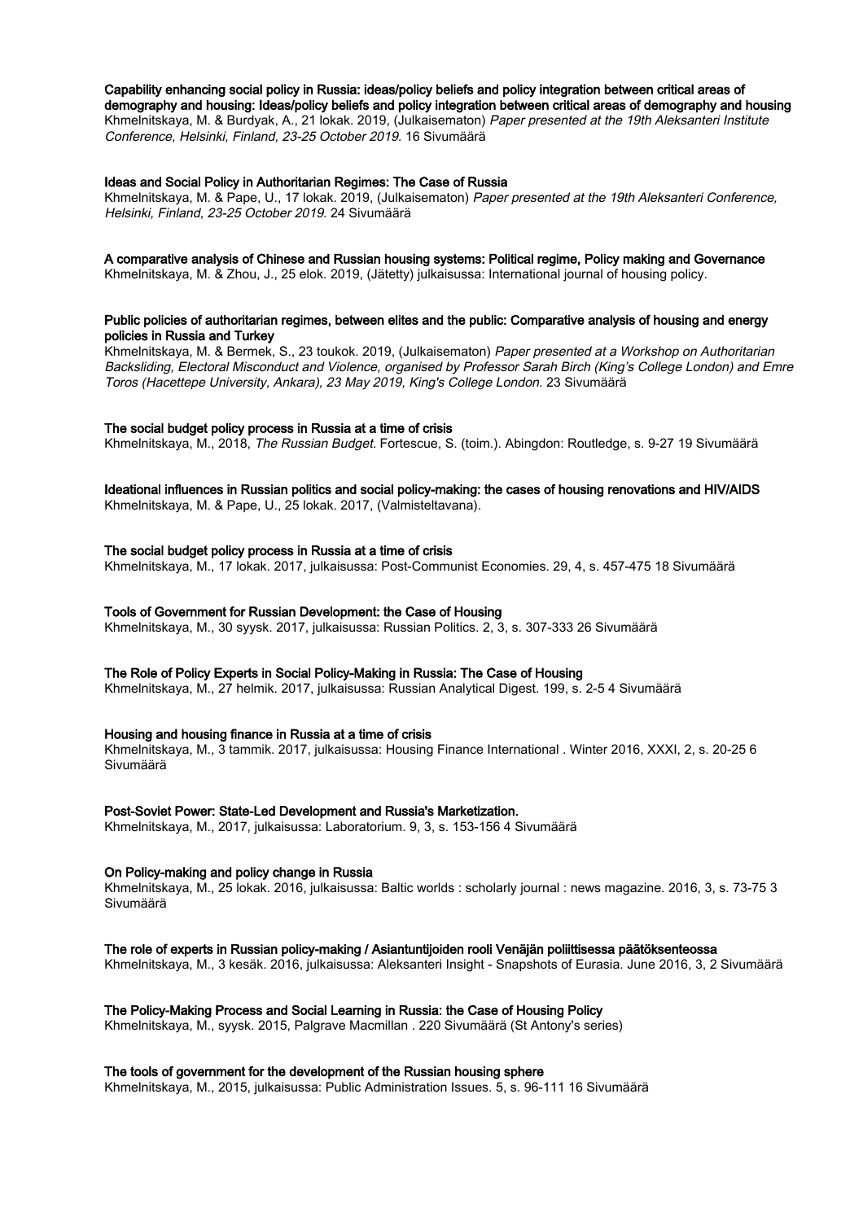**Capability enhancing social policy in Russia: ideas/policy beliefs and policy integration between critical areas of demography and housing: Ideas/policy beliefs and policy integration between critical areas of demography and housing**
Khmelnitskaya, M. & Burdyak, A., 21 lokak. 2019, (Julkaisematon) *Paper presented at the 19th Aleksanteri Institute Conference, Helsinki, Finland, 23-25 October 2019.* 16 Sivumäärä

**Ideas and Social Policy in Authoritarian Regimes: The Case of Russia**
Khmelnitskaya, M. & Pape, U., 17 lokak. 2019, (Julkaisematon) *Paper presented at the 19th Aleksanteri Conference, Helsinki, Finland, 23-25 October 2019.* 24 Sivumäärä

**A comparative analysis of Chinese and Russian housing systems: Political regime, Policy making and Governance**
Khmelnitskaya, M. & Zhou, J., 25 elok. 2019, (Jätetty) julkaisussa: International journal of housing policy.

**Public policies of authoritarian regimes, between elites and the public: Comparative analysis of housing and energy policies in Russia and Turkey**
Khmelnitskaya, M. & Bermek, S., 23 toukok. 2019, (Julkaisematon) *Paper presented at a Workshop on Authoritarian Backsliding, Electoral Misconduct and Violence, organised by Professor Sarah Birch (King's College London) and Emre Toros (Hacettepe University, Ankara), 23 May 2019, King's College London.* 23 Sivumäärä

**The social budget policy process in Russia at a time of crisis**
Khmelnitskaya, M., 2018, *The Russian Budget*. Fortescue, S. (toim.). Abingdon: Routledge, s. 9-27 19 Sivumäärä

**Ideational influences in Russian politics and social policy-making: the cases of housing renovations and HIV/AIDS**
Khmelnitskaya, M. & Pape, U., 25 lokak. 2017, (Valmisteltavana).

**The social budget policy process in Russia at a time of crisis**
Khmelnitskaya, M., 17 lokak. 2017, julkaisussa: Post-Communist Economies. 29, 4, s. 457-475 18 Sivumäärä

**Tools of Government for Russian Development: the Case of Housing**
Khmelnitskaya, M., 30 syysk. 2017, julkaisussa: Russian Politics. 2, 3, s. 307-333 26 Sivumäärä

**The Role of Policy Experts in Social Policy-Making in Russia: The Case of Housing**
Khmelnitskaya, M., 27 helmik. 2017, julkaisussa: Russian Analytical Digest. 199, s. 2-5 4 Sivumäärä

**Housing and housing finance in Russia at a time of crisis**
Khmelnitskaya, M., 3 tammik. 2017, julkaisussa: Housing Finance International . Winter 2016, XXXI, 2, s. 20-25 6 Sivumäärä

**Post-Soviet Power: State-Led Development and Russia's Marketization.**
Khmelnitskaya, M., 2017, julkaisussa: Laboratorium. 9, 3, s. 153-156 4 Sivumäärä

**On Policy-making and policy change in Russia**
Khmelnitskaya, M., 25 lokak. 2016, julkaisussa: Baltic worlds : scholarly journal : news magazine. 2016, 3, s. 73-75 3 Sivumäärä

**The role of experts in Russian policy-making / Asiantuntijoiden rooli Venäjän poliittisessa päätöksenteossa**
Khmelnitskaya, M., 3 kesäk. 2016, julkaisussa: Aleksanteri Insight - Snapshots of Eurasia. June 2016, 3, 2 Sivumäärä

**The Policy-Making Process and Social Learning in Russia: the Case of Housing Policy**
Khmelnitskaya, M., syysk. 2015, Palgrave Macmillan . 220 Sivumäärä (St Antony's series)

**The tools of government for the development of the Russian housing sphere**
Khmelnitskaya, M., 2015, julkaisussa: Public Administration Issues. 5, s. 96-111 16 Sivumäärä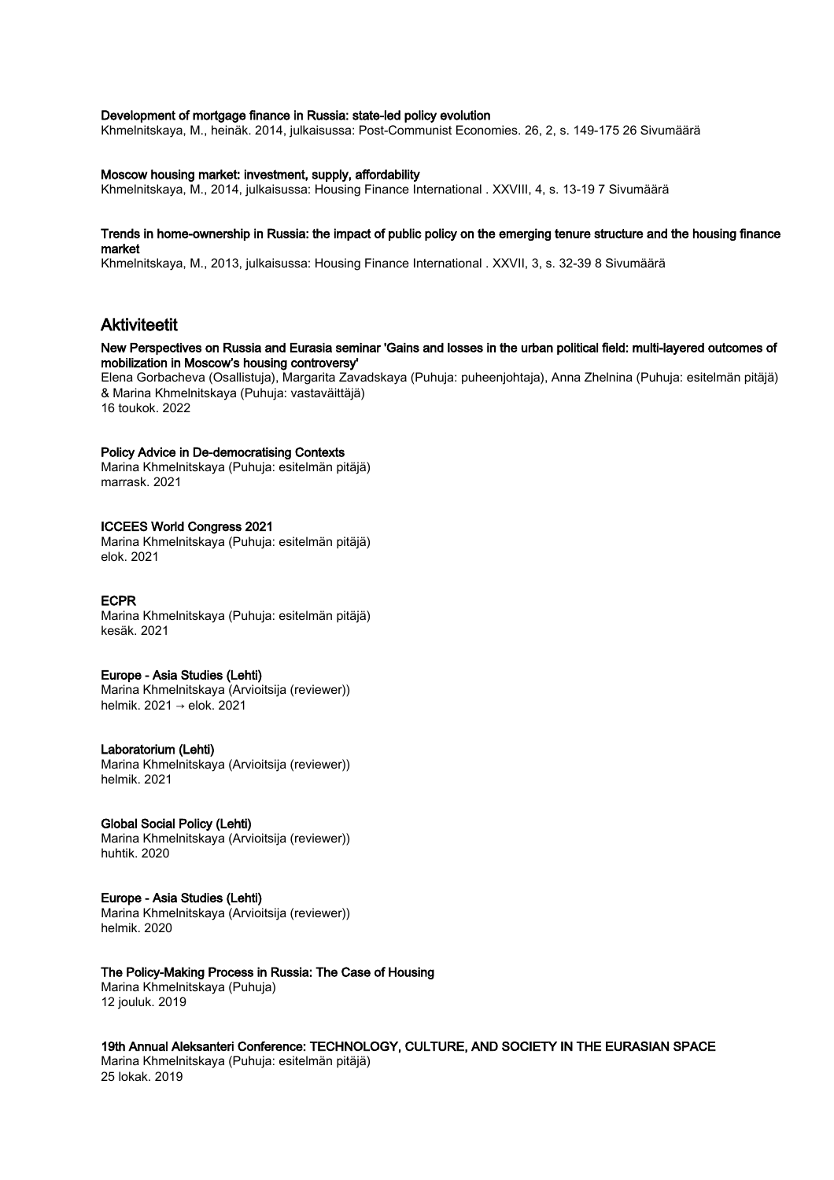**Development of mortgage finance in Russia: state-led policy evolution**
Khmelnitskaya, M., heinäk. 2014, julkaisussa: Post-Communist Economies. 26, 2, s. 149-175 26 Sivumäärä

**Moscow housing market: investment, supply, affordability**
Khmelnitskaya, M., 2014, julkaisussa: Housing Finance International . XXVIII, 4, s. 13-19 7 Sivumäärä

**Trends in home-ownership in Russia: the impact of public policy on the emerging tenure structure and the housing finance market**
Khmelnitskaya, M., 2013, julkaisussa: Housing Finance International . XXVII, 3, s. 32-39 8 Sivumäärä

## Aktiviteetit

**New Perspectives on Russia and Eurasia seminar 'Gains and losses in the urban political field: multi-layered outcomes of mobilization in Moscow's housing controversy'**
Elena Gorbacheva (Osallistuja), Margarita Zavadskaya (Puhuja: puheenjohtaja), Anna Zhelnina (Puhuja: esitelmän pitäjä) & Marina Khmelnitskaya (Puhuja: vastaväittäjä)
16 toukok. 2022

**Policy Advice in De-democratising Contexts**
Marina Khmelnitskaya (Puhuja: esitelmän pitäjä)
marrask. 2021

**ICCEES World Congress 2021**
Marina Khmelnitskaya (Puhuja: esitelmän pitäjä)
elok. 2021

**ECPR**
Marina Khmelnitskaya (Puhuja: esitelmän pitäjä)
kesäk. 2021

**Europe - Asia Studies (Lehti)**
Marina Khmelnitskaya (Arvioitsija (reviewer))
helmik. 2021 → elok. 2021

**Laboratorium (Lehti)**
Marina Khmelnitskaya (Arvioitsija (reviewer))
helmik. 2021

**Global Social Policy (Lehti)**
Marina Khmelnitskaya (Arvioitsija (reviewer))
huhtik. 2020

**Europe - Asia Studies (Lehti)**
Marina Khmelnitskaya (Arvioitsija (reviewer))
helmik. 2020

**The Policy-Making Process in Russia: The Case of Housing**
Marina Khmelnitskaya (Puhuja)
12 jouluk. 2019

**19th Annual Aleksanteri Conference: TECHNOLOGY, CULTURE, AND SOCIETY IN THE EURASIAN SPACE**
Marina Khmelnitskaya (Puhuja: esitelmän pitäjä)
25 lokak. 2019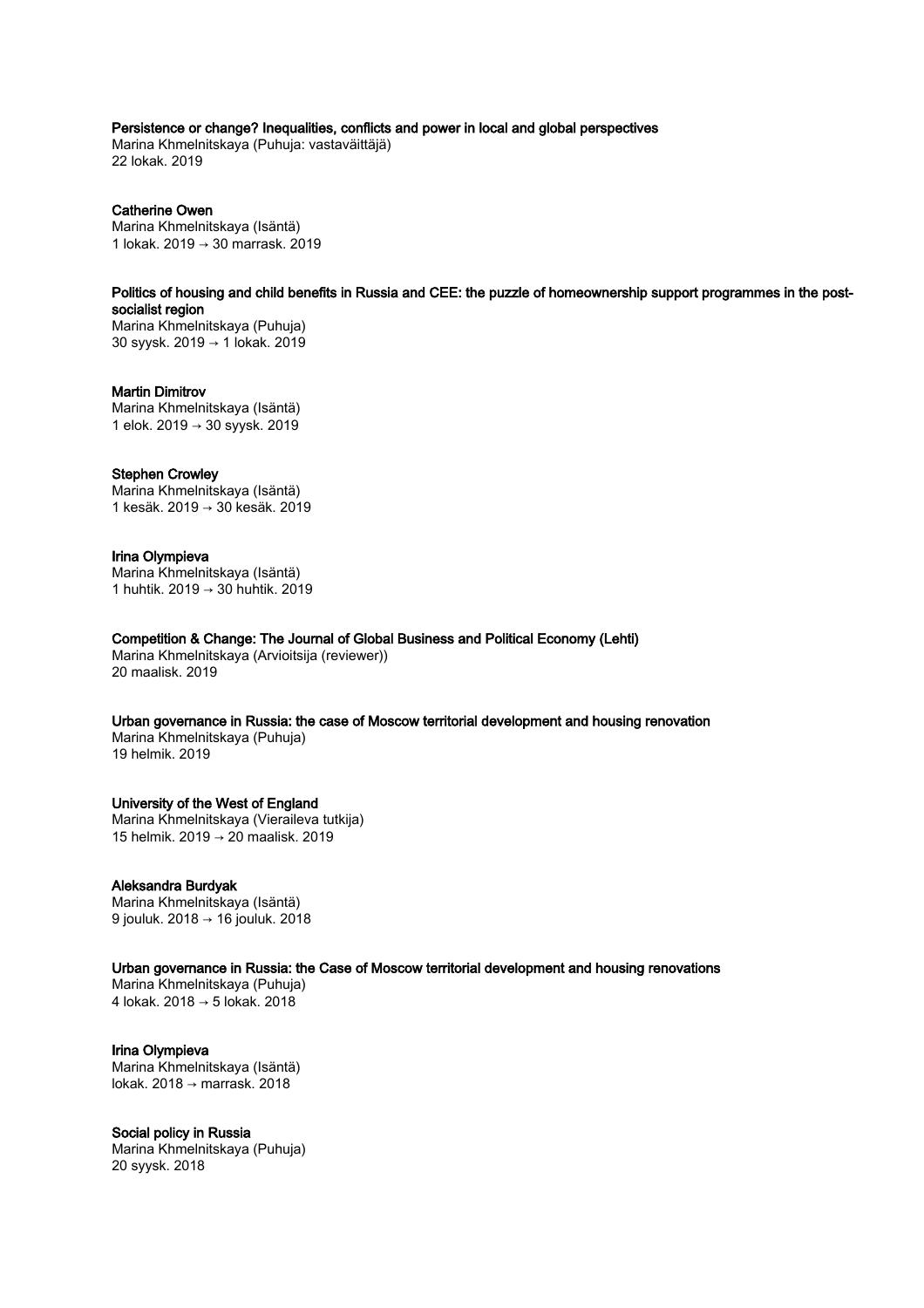**Persistence or change? Inequalities, conflicts and power in local and global perspectives**
Marina Khmelnitskaya (Puhuja: vastaväittäjä)
22 lokak. 2019

**Catherine Owen**
Marina Khmelnitskaya (Isäntä)
1 lokak. 2019 → 30 marrask. 2019

**Politics of housing and child benefits in Russia and CEE: the puzzle of homeownership support programmes in the post-socialist region**
Marina Khmelnitskaya (Puhuja)
30 syysk. 2019 → 1 lokak. 2019

**Martin Dimitrov**
Marina Khmelnitskaya (Isäntä)
1 elok. 2019 → 30 syysk. 2019

**Stephen Crowley**
Marina Khmelnitskaya (Isäntä)
1 kesäk. 2019 → 30 kesäk. 2019

**Irina Olympieva**
Marina Khmelnitskaya (Isäntä)
1 huhtik. 2019 → 30 huhtik. 2019

**Competition & Change: The Journal of Global Business and Political Economy (Lehti)**
Marina Khmelnitskaya (Arvioitsija (reviewer))
20 maalisk. 2019

**Urban governance in Russia: the case of Moscow territorial development and housing renovation**
Marina Khmelnitskaya (Puhuja)
19 helmik. 2019

**University of the West of England**
Marina Khmelnitskaya (Vieraileva tutkija)
15 helmik. 2019 → 20 maalisk. 2019

**Aleksandra Burdyak**
Marina Khmelnitskaya (Isäntä)
9 jouluk. 2018 → 16 jouluk. 2018

**Urban governance in Russia: the Case of Moscow territorial development and housing renovations**
Marina Khmelnitskaya (Puhuja)
4 lokak. 2018 → 5 lokak. 2018

**Irina Olympieva**
Marina Khmelnitskaya (Isäntä)
lokak. 2018 → marrask. 2018

**Social policy in Russia**
Marina Khmelnitskaya (Puhuja)
20 syysk. 2018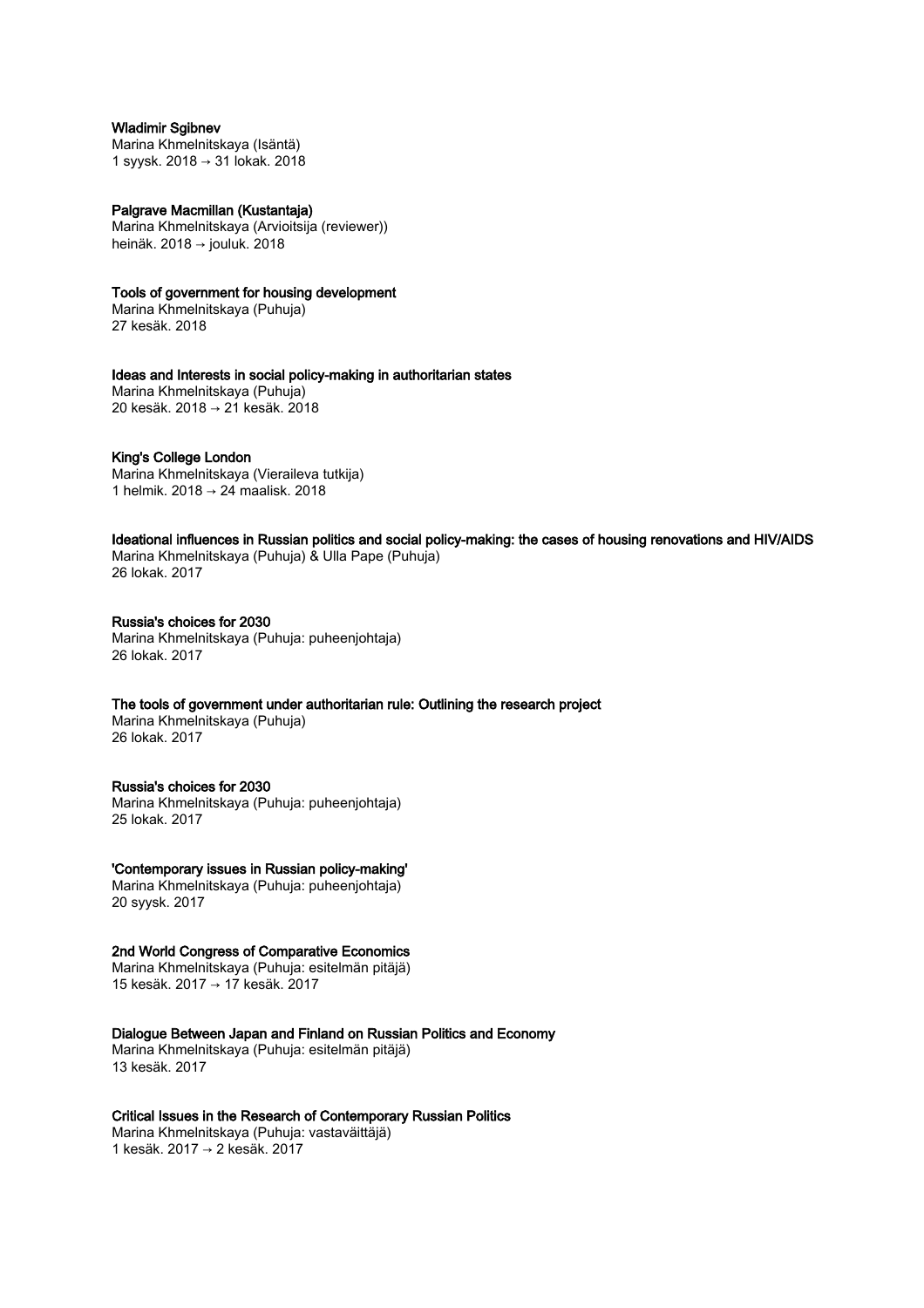**Wladimir Sgibnev**
Marina Khmelnitskaya (Isäntä)
1 syysk. 2018 → 31 lokak. 2018

**Palgrave Macmillan (Kustantaja)**
Marina Khmelnitskaya (Arvioitsija (reviewer))
heinäk. 2018 → jouluk. 2018

**Tools of government for housing development**
Marina Khmelnitskaya (Puhuja)
27 kesäk. 2018

**Ideas and Interests in social policy-making in authoritarian states**
Marina Khmelnitskaya (Puhuja)
20 kesäk. 2018 → 21 kesäk. 2018

**King's College London**
Marina Khmelnitskaya (Vieraileva tutkija)
1 helmik. 2018 → 24 maalisk. 2018

**Ideational influences in Russian politics and social policy-making: the cases of housing renovations and HIV/AIDS**
Marina Khmelnitskaya (Puhuja) & Ulla Pape (Puhuja)
26 lokak. 2017

**Russia's choices for 2030**
Marina Khmelnitskaya (Puhuja: puheenjohtaja)
26 lokak. 2017

**The tools of government under authoritarian rule: Outlining the research project**
Marina Khmelnitskaya (Puhuja)
26 lokak. 2017

**Russia's choices for 2030**
Marina Khmelnitskaya (Puhuja: puheenjohtaja)
25 lokak. 2017

**'Contemporary issues in Russian policy-making'**
Marina Khmelnitskaya (Puhuja: puheenjohtaja)
20 syysk. 2017

**2nd World Congress of Comparative Economics**
Marina Khmelnitskaya (Puhuja: esitelmän pitäjä)
15 kesäk. 2017 → 17 kesäk. 2017

**Dialogue Between Japan and Finland on Russian Politics and Economy**
Marina Khmelnitskaya (Puhuja: esitelmän pitäjä)
13 kesäk. 2017

**Critical Issues in the Research of Contemporary Russian Politics**
Marina Khmelnitskaya (Puhuja: vastaväittäjä)
1 kesäk. 2017 → 2 kesäk. 2017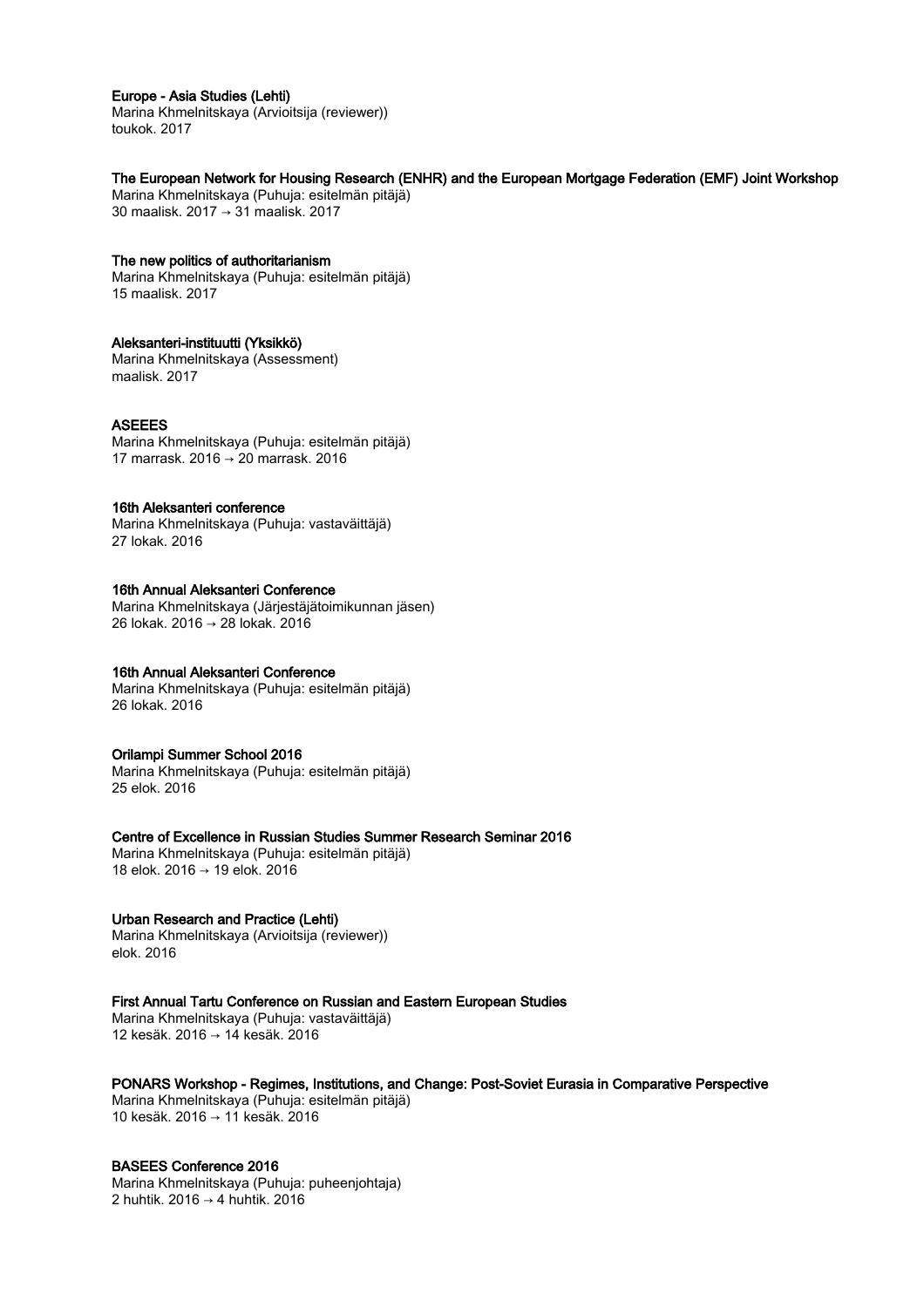**Europe - Asia Studies (Lehti)**
Marina Khmelnitskaya (Arvioitsija (reviewer))
toukok. 2017

**The European Network for Housing Research (ENHR) and the European Mortgage Federation (EMF) Joint Workshop**
Marina Khmelnitskaya (Puhuja: esitelmän pitäjä)
30 maalisk. 2017 → 31 maalisk. 2017

**The new politics of authoritarianism**
Marina Khmelnitskaya (Puhuja: esitelmän pitäjä)
15 maalisk. 2017

**Aleksanteri-instituutti (Yksikkö)**
Marina Khmelnitskaya (Assessment)
maalisk. 2017

**ASEEES**
Marina Khmelnitskaya (Puhuja: esitelmän pitäjä)
17 marrask. 2016 → 20 marrask. 2016

**16th Aleksanteri conference**
Marina Khmelnitskaya (Puhuja: vastaväittäjä)
27 lokak. 2016

**16th Annual Aleksanteri Conference**
Marina Khmelnitskaya (Järjestäjätoimikunnan jäsen)
26 lokak. 2016 → 28 lokak. 2016

**16th Annual Aleksanteri Conference**
Marina Khmelnitskaya (Puhuja: esitelmän pitäjä)
26 lokak. 2016

**Orilampi Summer School 2016**
Marina Khmelnitskaya (Puhuja: esitelmän pitäjä)
25 elok. 2016

**Centre of Excellence in Russian Studies Summer Research Seminar 2016**
Marina Khmelnitskaya (Puhuja: esitelmän pitäjä)
18 elok. 2016 → 19 elok. 2016

**Urban Research and Practice (Lehti)**
Marina Khmelnitskaya (Arvioitsija (reviewer))
elok. 2016

**First Annual Tartu Conference on Russian and Eastern European Studies**
Marina Khmelnitskaya (Puhuja: vastaväittäjä)
12 kesäk. 2016 → 14 kesäk. 2016

**PONARS Workshop - Regimes, Institutions, and Change: Post-Soviet Eurasia in Comparative Perspective**
Marina Khmelnitskaya (Puhuja: esitelmän pitäjä)
10 kesäk. 2016 → 11 kesäk. 2016

**BASEES Conference 2016**
Marina Khmelnitskaya (Puhuja: puheenjohtaja)
2 huhtik. 2016 → 4 huhtik. 2016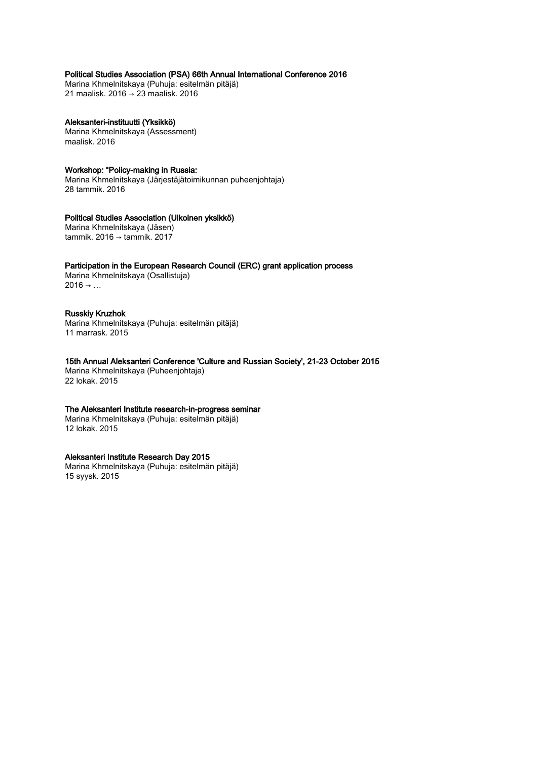**Political Studies Association (PSA) 66th Annual International Conference 2016**
Marina Khmelnitskaya (Puhuja: esitelmän pitäjä)
21 maalisk. 2016 → 23 maalisk. 2016

**Aleksanteri-instituutti (Yksikkö)**
Marina Khmelnitskaya (Assessment)
maalisk. 2016

**Workshop: "Policy-making in Russia:**
Marina Khmelnitskaya (Järjestäjätoimikunnan puheenjohtaja)
28 tammik. 2016

**Political Studies Association (Ulkoinen yksikkö)**
Marina Khmelnitskaya (Jäsen)
tammik. 2016 → tammik. 2017

**Participation in the European Research Council (ERC) grant application process**
Marina Khmelnitskaya (Osallistuja)
2016 → …

**Russkiy Kruzhok**
Marina Khmelnitskaya (Puhuja: esitelmän pitäjä)
11 marrask. 2015

**15th Annual Aleksanteri Conference 'Culture and Russian Society', 21-23 October 2015**
Marina Khmelnitskaya (Puheenjohtaja)
22 lokak. 2015

**The Aleksanteri Institute research-in-progress seminar**
Marina Khmelnitskaya (Puhuja: esitelmän pitäjä)
12 lokak. 2015

**Aleksanteri Institute Research Day 2015**
Marina Khmelnitskaya (Puhuja: esitelmän pitäjä)
15 syysk. 2015